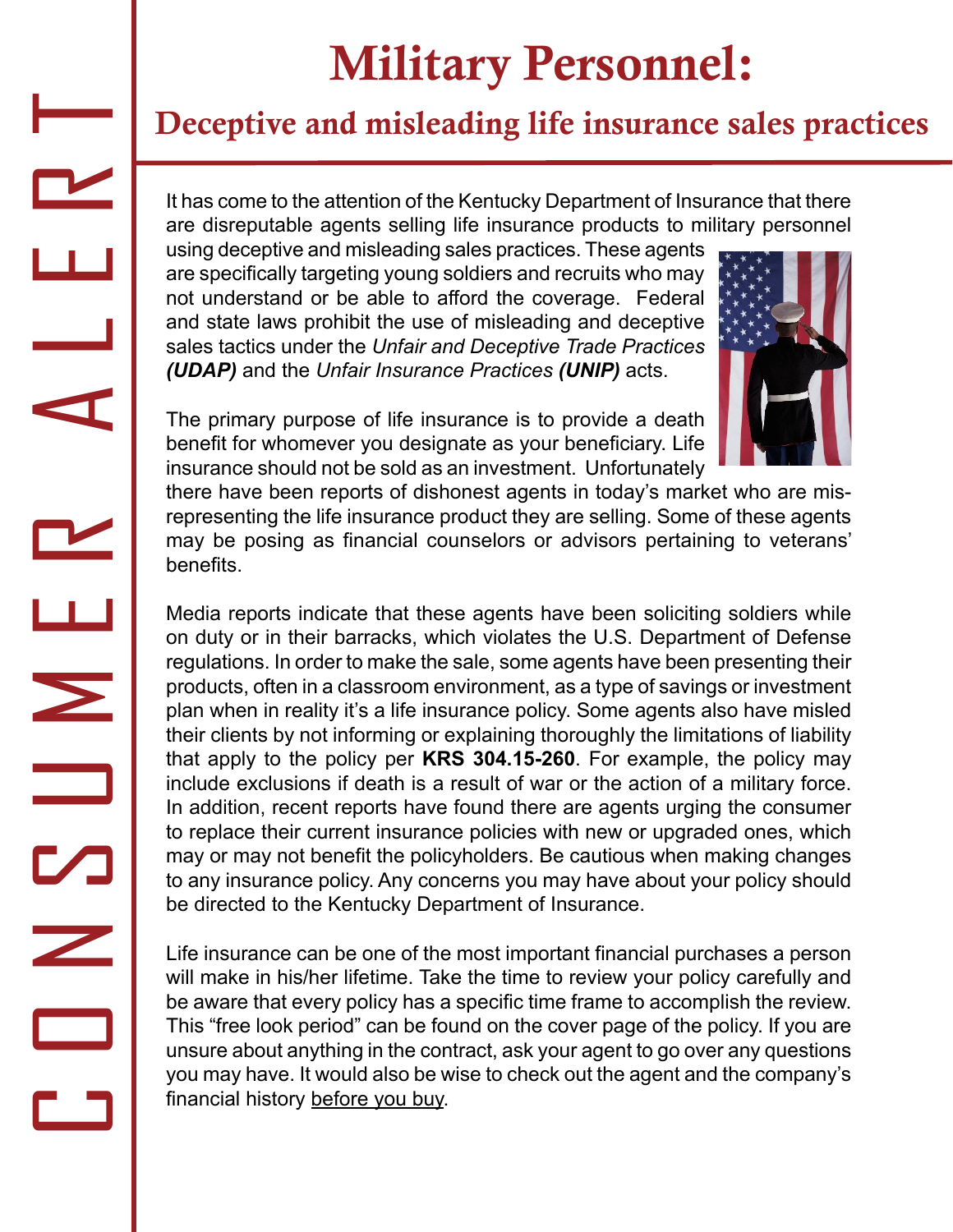CONSUMER ALERT

# Military Personnel:

## Deceptive and misleading life insurance sales practices

It has come to the attention of the Kentucky Department of Insurance that there are disreputable agents selling life insurance products to military personnel using deceptive and misleading sales practices. These agents are specifically targeting young soldiers and recruits who may not understand or be able to afford the coverage. Federal and state laws prohibit the use of misleading and deceptive sales tactics under the *Unfair and Deceptive Trade Practices* ***(UDAP)*** and the *Unfair Insurance Practices* ***(UNIP)*** acts.

The primary purpose of life insurance is to provide a death benefit for whomever you designate as your beneficiary. Life insurance should not be sold as an investment. Unfortunately there have been reports of dishonest agents in today's market who are mis-representing the life insurance product they are selling. Some of these agents may be posing as financial counselors or advisors pertaining to veterans' benefits.

Media reports indicate that these agents have been soliciting soldiers while on duty or in their barracks, which violates the U.S. Department of Defense regulations. In order to make the sale, some agents have been presenting their products, often in a classroom environment, as a type of savings or investment plan when in reality it's a life insurance policy. Some agents also have misled their clients by not informing or explaining thoroughly the limitations of liability that apply to the policy per **KRS 304.15-260**. For example, the policy may include exclusions if death is a result of war or the action of a military force. In addition, recent reports have found there are agents urging the consumer to replace their current insurance policies with new or upgraded ones, which may or may not benefit the policyholders. Be cautious when making changes to any insurance policy. Any concerns you may have about your policy should be directed to the Kentucky Department of Insurance.

Life insurance can be one of the most important financial purchases a person will make in his/her lifetime. Take the time to review your policy carefully and be aware that every policy has a specific time frame to accomplish the review. This "free look period" can be found on the cover page of the policy. If you are unsure about anything in the contract, ask your agent to go over any questions you may have. It would also be wise to check out the agent and the company's financial history before you buy.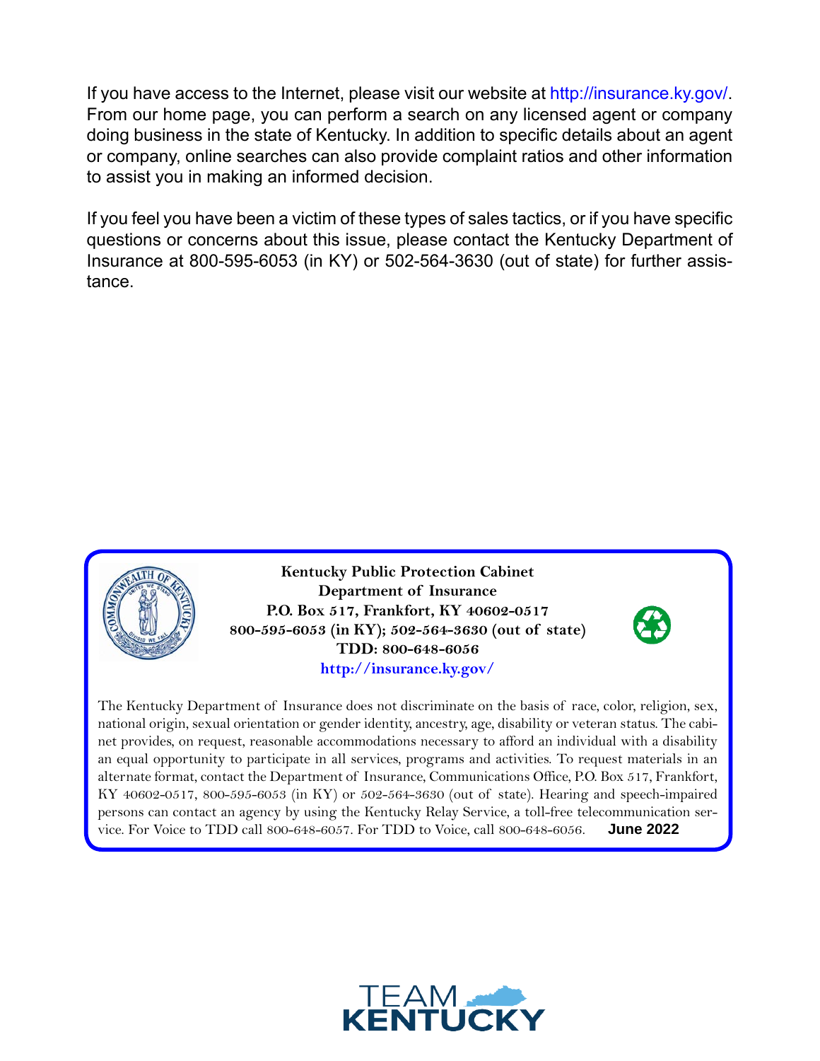If you have access to the Internet, please visit our website at http://insurance.ky.gov/. From our home page, you can perform a search on any licensed agent or company doing business in the state of Kentucky. In addition to specific details about an agent or company, online searches can also provide complaint ratios and other information to assist you in making an informed decision.

If you feel you have been a victim of these types of sales tactics, or if you have specific questions or concerns about this issue, please contact the Kentucky Department of Insurance at 800-595-6053 (in KY) or 502-564-3630 (out of state) for further assistance.

**Kentucky Public Protection Cabinet**
**Department of Insurance**
**P.O. Box 517, Frankfort, KY 40602-0517**
**800-595-6053 (in KY); 502-564-3630 (out of state)**
**TDD: 800-648-6056**
**http://insurance.ky.gov/**

The Kentucky Department of Insurance does not discriminate on the basis of race, color, religion, sex, national origin, sexual orientation or gender identity, ancestry, age, disability or veteran status. The cabinet provides, on request, reasonable accommodations necessary to afford an individual with a disability an equal opportunity to participate in all services, programs and activities. To request materials in an alternate format, contact the Department of Insurance, Communications Office, P.O. Box 517, Frankfort, KY 40602-0517, 800-595-6053 (in KY) or 502-564-3630 (out of state). Hearing and speech-impaired persons can contact an agency by using the Kentucky Relay Service, a toll-free telecommunication service. For Voice to TDD call 800-648-6057. For TDD to Voice, call 800-648-6056. **June 2022**

TEAM KENTUCKY